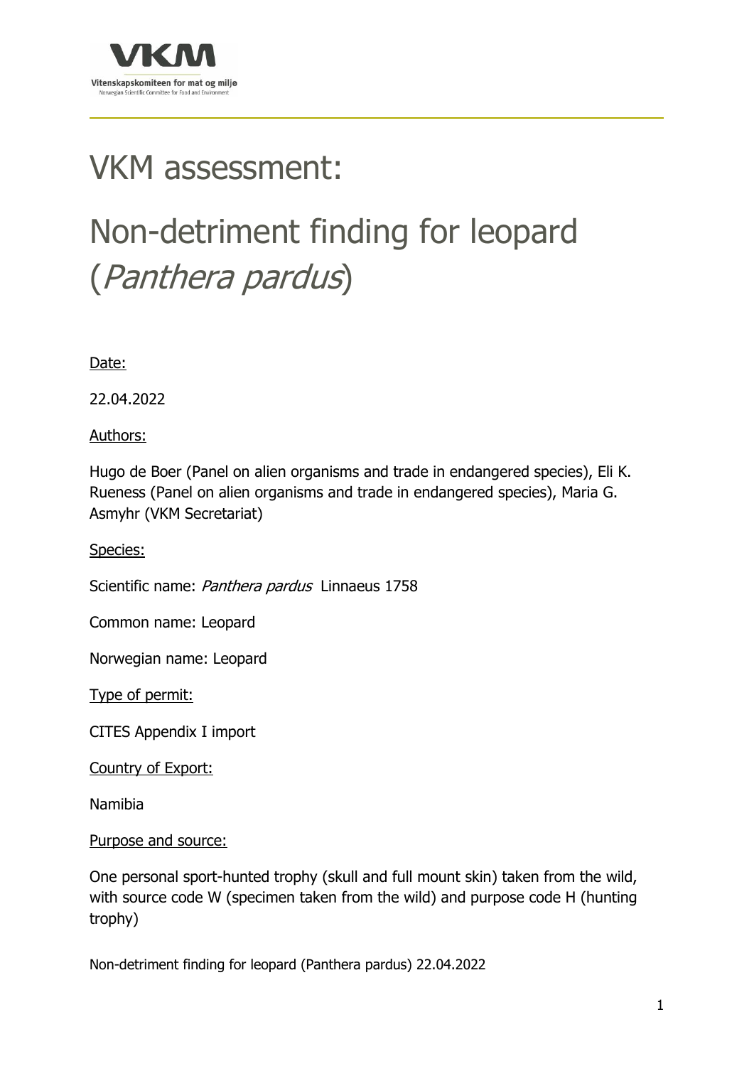# VKM assessment:

# Non-detriment finding for leopard (*Panthera pardus*)

Date:

22.04.2022

Authors:

Hugo de Boer (Panel on alien organisms and trade in endangered species), Eli K. Rueness (Panel on alien organisms and trade in endangered species), Maria G. Asmyhr (VKM Secretariat)

Species:

Scientific name: *Panthera pardus* Linnaeus 1758

Common name: Leopard

Norwegian name: Leopard

Type of permit:

CITES Appendix I import

Country of Export:

Namibia

Purpose and source:

One personal sport-hunted trophy (skull and full mount skin) taken from the wild, with source code W (specimen taken from the wild) and purpose code H (hunting trophy)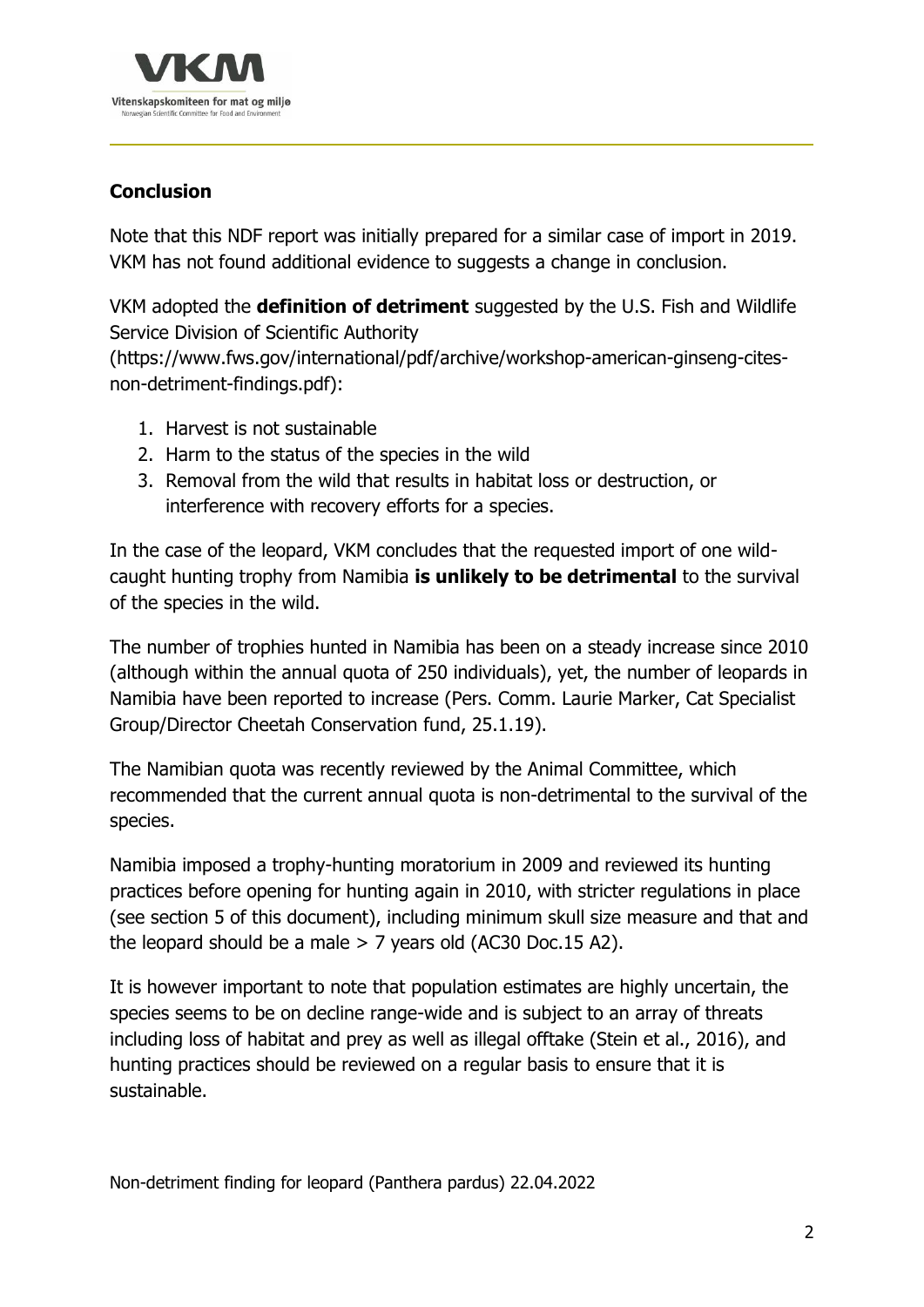## Conclusion

Note that this NDF report was initially prepared for a similar case of import in 2019. VKM has not found additional evidence to suggests a change in conclusion.

VKM adopted the **definition of detriment** suggested by the U.S. Fish and Wildlife Service Division of Scientific Authority (https://www.fws.gov/international/pdf/archive/workshop-american-ginseng-cites-non-detriment-findings.pdf):

1. Harvest is not sustainable
2. Harm to the status of the species in the wild
3. Removal from the wild that results in habitat loss or destruction, or interference with recovery efforts for a species.

In the case of the leopard, VKM concludes that the requested import of one wild-caught hunting trophy from Namibia **is unlikely to be detrimental** to the survival of the species in the wild.

The number of trophies hunted in Namibia has been on a steady increase since 2010 (although within the annual quota of 250 individuals), yet, the number of leopards in Namibia have been reported to increase (Pers. Comm. Laurie Marker, Cat Specialist Group/Director Cheetah Conservation fund, 25.1.19).

The Namibian quota was recently reviewed by the Animal Committee, which recommended that the current annual quota is non-detrimental to the survival of the species.

Namibia imposed a trophy-hunting moratorium in 2009 and reviewed its hunting practices before opening for hunting again in 2010, with stricter regulations in place (see section 5 of this document), including minimum skull size measure and that and the leopard should be a male > 7 years old (AC30 Doc.15 A2).

It is however important to note that population estimates are highly uncertain, the species seems to be on decline range-wide and is subject to an array of threats including loss of habitat and prey as well as illegal offtake (Stein et al., 2016), and hunting practices should be reviewed on a regular basis to ensure that it is sustainable.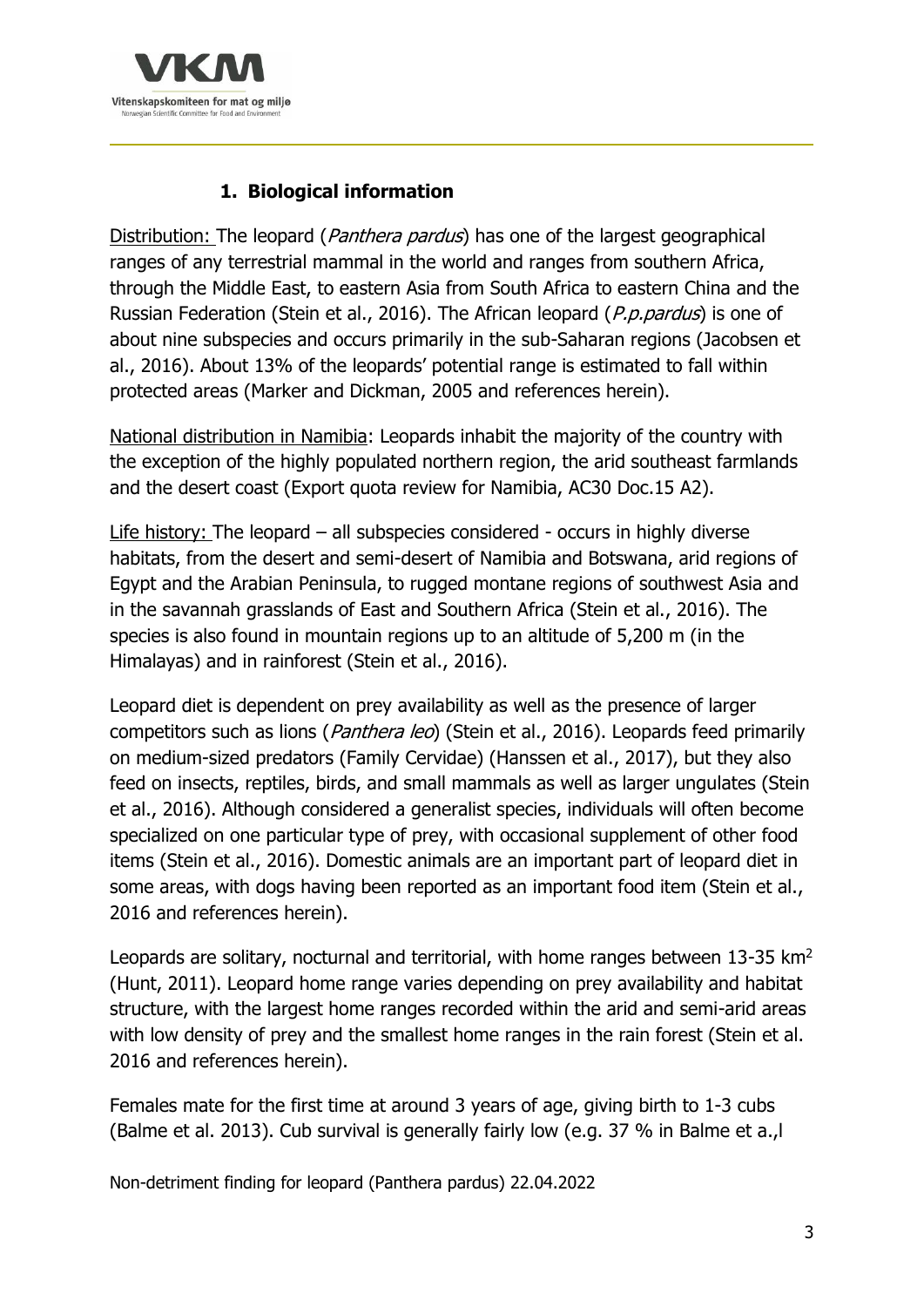## 1. Biological information

<u>Distribution:</u> The leopard (*Panthera pardus*) has one of the largest geographical ranges of any terrestrial mammal in the world and ranges from southern Africa, through the Middle East, to eastern Asia from South Africa to eastern China and the Russian Federation (Stein et al., 2016). The African leopard (*P.p.pardus*) is one of about nine subspecies and occurs primarily in the sub-Saharan regions (Jacobsen et al., 2016). About 13% of the leopards' potential range is estimated to fall within protected areas (Marker and Dickman, 2005 and references herein).

<u>National distribution in Namibia</u>: Leopards inhabit the majority of the country with the exception of the highly populated northern region, the arid southeast farmlands and the desert coast (Export quota review for Namibia, AC30 Doc.15 A2).

<u>Life history:</u> The leopard – all subspecies considered - occurs in highly diverse habitats, from the desert and semi-desert of Namibia and Botswana, arid regions of Egypt and the Arabian Peninsula, to rugged montane regions of southwest Asia and in the savannah grasslands of East and Southern Africa (Stein et al., 2016). The species is also found in mountain regions up to an altitude of 5,200 m (in the Himalayas) and in rainforest (Stein et al., 2016).

Leopard diet is dependent on prey availability as well as the presence of larger competitors such as lions (*Panthera leo*) (Stein et al., 2016). Leopards feed primarily on medium-sized predators (Family Cervidae) (Hanssen et al., 2017), but they also feed on insects, reptiles, birds, and small mammals as well as larger ungulates (Stein et al., 2016). Although considered a generalist species, individuals will often become specialized on one particular type of prey, with occasional supplement of other food items (Stein et al., 2016). Domestic animals are an important part of leopard diet in some areas, with dogs having been reported as an important food item (Stein et al., 2016 and references herein).

Leopards are solitary, nocturnal and territorial, with home ranges between 13-35 km$^2$ (Hunt, 2011). Leopard home range varies depending on prey availability and habitat structure, with the largest home ranges recorded within the arid and semi-arid areas with low density of prey and the smallest home ranges in the rain forest (Stein et al. 2016 and references herein).

Females mate for the first time at around 3 years of age, giving birth to 1-3 cubs (Balme et al. 2013). Cub survival is generally fairly low (e.g. 37 % in Balme et a.,l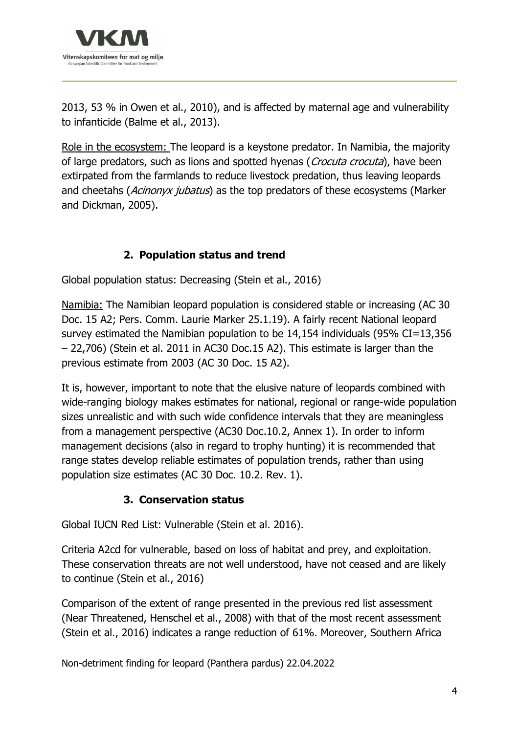2013, 53 % in Owen et al., 2010), and is affected by maternal age and vulnerability to infanticide (Balme et al., 2013).

Role in the ecosystem: The leopard is a keystone predator. In Namibia, the majority of large predators, such as lions and spotted hyenas (*Crocuta crocuta*), have been extirpated from the farmlands to reduce livestock predation, thus leaving leopards and cheetahs (*Acinonyx jubatus*) as the top predators of these ecosystems (Marker and Dickman, 2005).

## 2. Population status and trend

Global population status: Decreasing (Stein et al., 2016)

Namibia: The Namibian leopard population is considered stable or increasing (AC 30 Doc. 15 A2; Pers. Comm. Laurie Marker 25.1.19). A fairly recent National leopard survey estimated the Namibian population to be 14,154 individuals (95% CI=13,356 – 22,706) (Stein et al. 2011 in AC30 Doc.15 A2). This estimate is larger than the previous estimate from 2003 (AC 30 Doc. 15 A2).

It is, however, important to note that the elusive nature of leopards combined with wide-ranging biology makes estimates for national, regional or range-wide population sizes unrealistic and with such wide confidence intervals that they are meaningless from a management perspective (AC30 Doc.10.2, Annex 1). In order to inform management decisions (also in regard to trophy hunting) it is recommended that range states develop reliable estimates of population trends, rather than using population size estimates (AC 30 Doc. 10.2. Rev. 1).

## 3. Conservation status

Global IUCN Red List: Vulnerable (Stein et al. 2016).

Criteria A2cd for vulnerable, based on loss of habitat and prey, and exploitation. These conservation threats are not well understood, have not ceased and are likely to continue (Stein et al., 2016)

Comparison of the extent of range presented in the previous red list assessment (Near Threatened, Henschel et al., 2008) with that of the most recent assessment (Stein et al., 2016) indicates a range reduction of 61%. Moreover, Southern Africa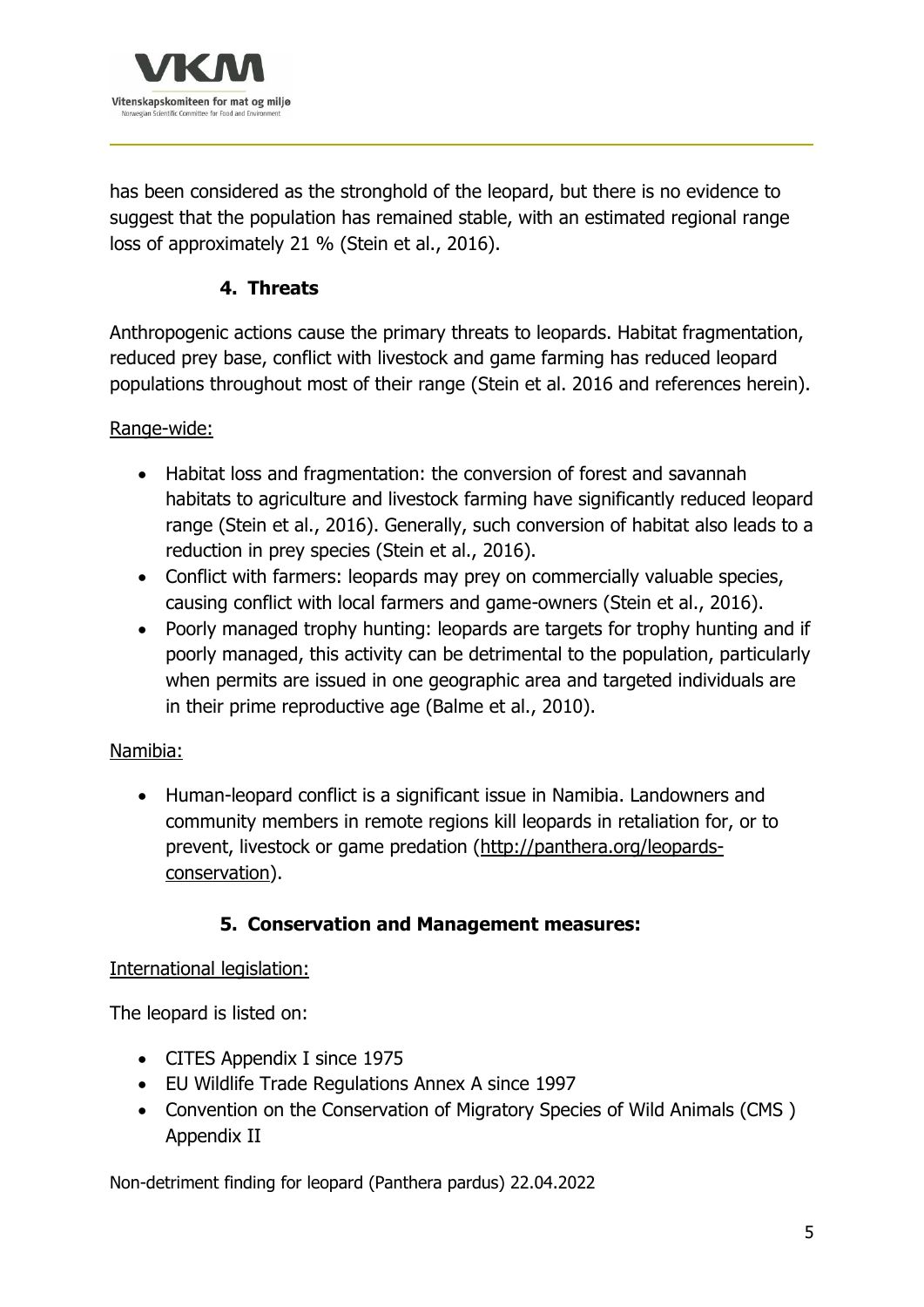has been considered as the stronghold of the leopard, but there is no evidence to suggest that the population has remained stable, with an estimated regional range loss of approximately 21 % (Stein et al., 2016).

## 4. Threats

Anthropogenic actions cause the primary threats to leopards. Habitat fragmentation, reduced prey base, conflict with livestock and game farming has reduced leopard populations throughout most of their range (Stein et al. 2016 and references herein).

Range-wide:

- Habitat loss and fragmentation: the conversion of forest and savannah habitats to agriculture and livestock farming have significantly reduced leopard range (Stein et al., 2016). Generally, such conversion of habitat also leads to a reduction in prey species (Stein et al., 2016).
- Conflict with farmers: leopards may prey on commercially valuable species, causing conflict with local farmers and game-owners (Stein et al., 2016).
- Poorly managed trophy hunting: leopards are targets for trophy hunting and if poorly managed, this activity can be detrimental to the population, particularly when permits are issued in one geographic area and targeted individuals are in their prime reproductive age (Balme et al., 2010).

Namibia:

- Human-leopard conflict is a significant issue in Namibia. Landowners and community members in remote regions kill leopards in retaliation for, or to prevent, livestock or game predation (http://panthera.org/leopards-conservation).

## 5. Conservation and Management measures:

International legislation:

The leopard is listed on:

- CITES Appendix I since 1975
- EU Wildlife Trade Regulations Annex A since 1997
- Convention on the Conservation of Migratory Species of Wild Animals (CMS ) Appendix II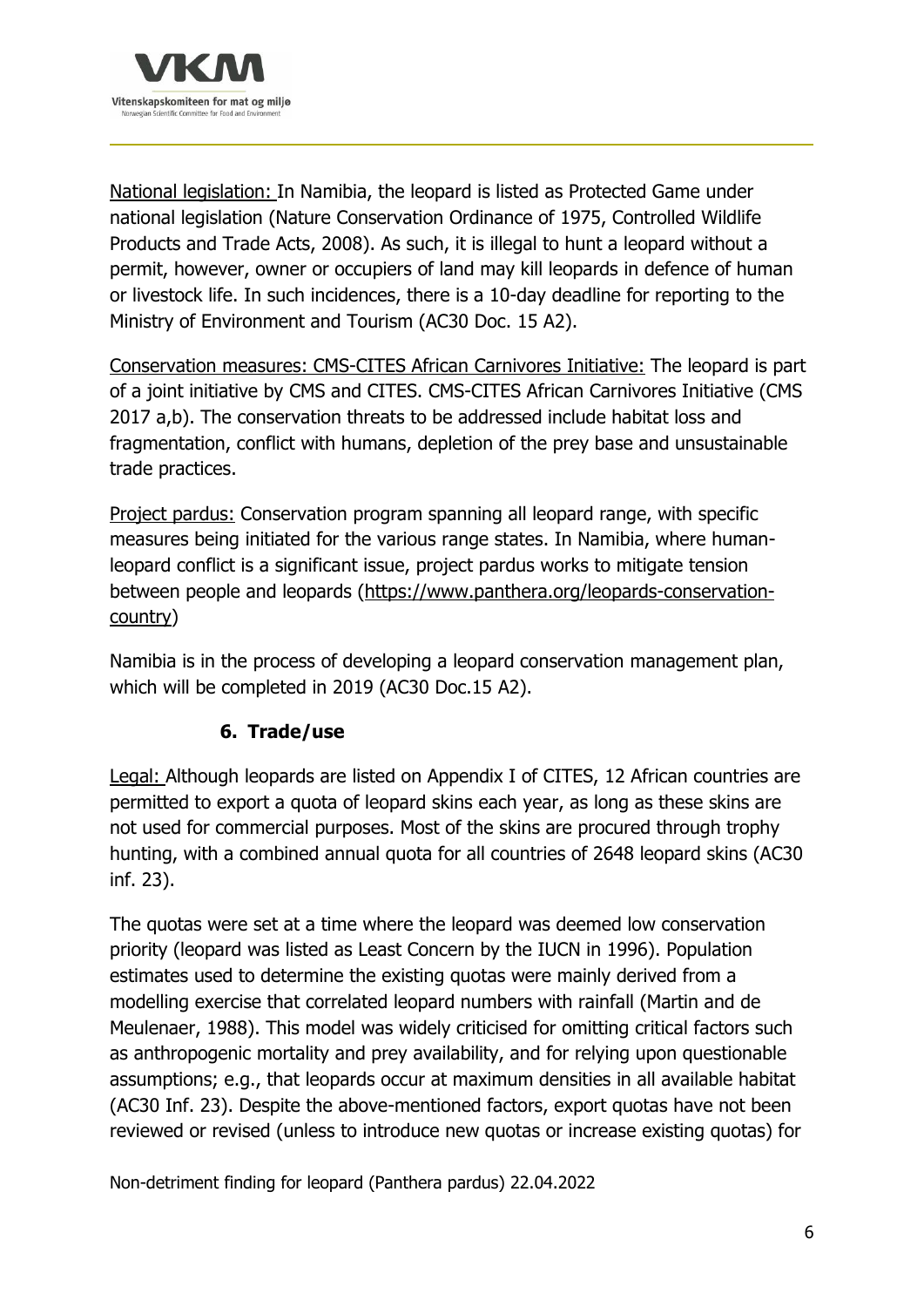National legislation: In Namibia, the leopard is listed as Protected Game under national legislation (Nature Conservation Ordinance of 1975, Controlled Wildlife Products and Trade Acts, 2008). As such, it is illegal to hunt a leopard without a permit, however, owner or occupiers of land may kill leopards in defence of human or livestock life. In such incidences, there is a 10-day deadline for reporting to the Ministry of Environment and Tourism (AC30 Doc. 15 A2).

Conservation measures: CMS-CITES African Carnivores Initiative: The leopard is part of a joint initiative by CMS and CITES. CMS-CITES African Carnivores Initiative (CMS 2017 a,b). The conservation threats to be addressed include habitat loss and fragmentation, conflict with humans, depletion of the prey base and unsustainable trade practices.

Project pardus: Conservation program spanning all leopard range, with specific measures being initiated for the various range states. In Namibia, where human-leopard conflict is a significant issue, project pardus works to mitigate tension between people and leopards (https://www.panthera.org/leopards-conservation-country)

Namibia is in the process of developing a leopard conservation management plan, which will be completed in 2019 (AC30 Doc.15 A2).

## 6. Trade/use

Legal: Although leopards are listed on Appendix I of CITES, 12 African countries are permitted to export a quota of leopard skins each year, as long as these skins are not used for commercial purposes. Most of the skins are procured through trophy hunting, with a combined annual quota for all countries of 2648 leopard skins (AC30 inf. 23).

The quotas were set at a time where the leopard was deemed low conservation priority (leopard was listed as Least Concern by the IUCN in 1996). Population estimates used to determine the existing quotas were mainly derived from a modelling exercise that correlated leopard numbers with rainfall (Martin and de Meulenaer, 1988). This model was widely criticised for omitting critical factors such as anthropogenic mortality and prey availability, and for relying upon questionable assumptions; e.g., that leopards occur at maximum densities in all available habitat (AC30 Inf. 23). Despite the above-mentioned factors, export quotas have not been reviewed or revised (unless to introduce new quotas or increase existing quotas) for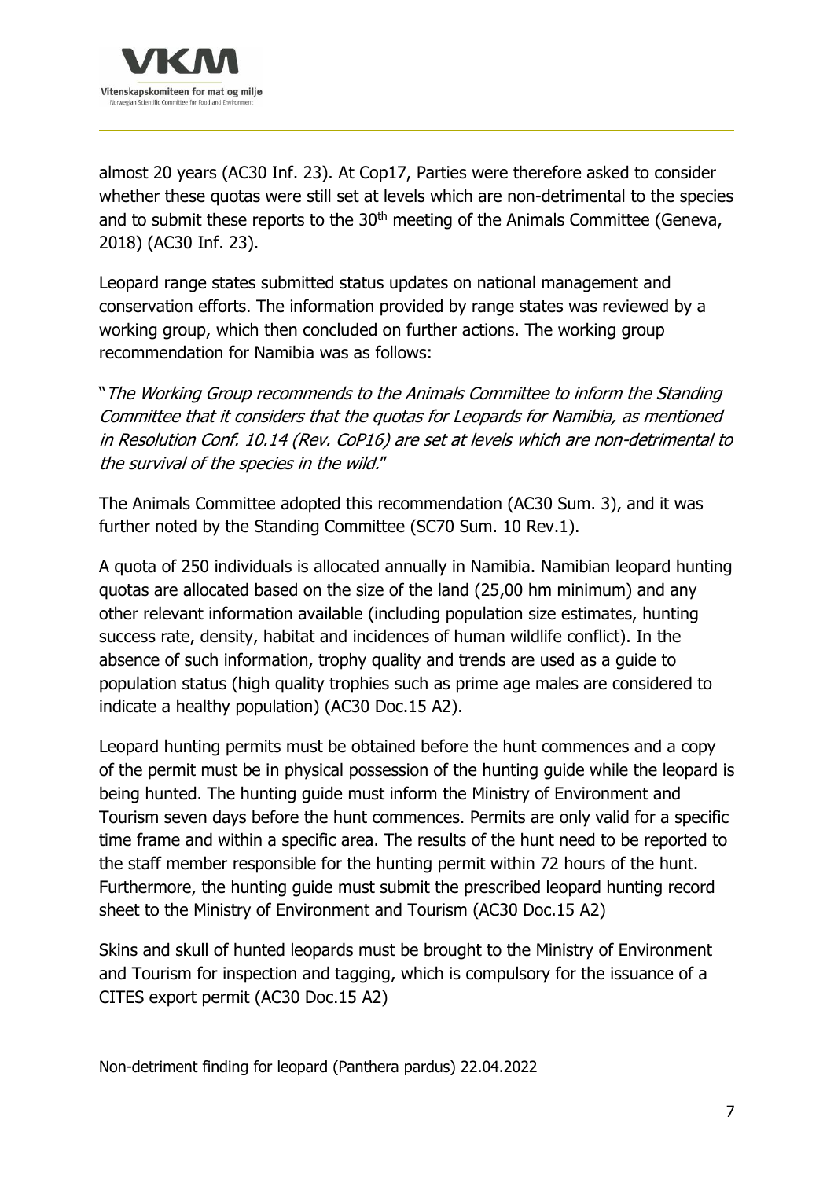almost 20 years (AC30 Inf. 23). At Cop17, Parties were therefore asked to consider whether these quotas were still set at levels which are non-detrimental to the species and to submit these reports to the 30th meeting of the Animals Committee (Geneva, 2018) (AC30 Inf. 23).

Leopard range states submitted status updates on national management and conservation efforts. The information provided by range states was reviewed by a working group, which then concluded on further actions. The working group recommendation for Namibia was as follows:

"*The Working Group recommends to the Animals Committee to inform the Standing Committee that it considers that the quotas for Leopards for Namibia, as mentioned in Resolution Conf. 10.14 (Rev. CoP16) are set at levels which are non-detrimental to the survival of the species in the wild.*"

The Animals Committee adopted this recommendation (AC30 Sum. 3), and it was further noted by the Standing Committee (SC70 Sum. 10 Rev.1).

A quota of 250 individuals is allocated annually in Namibia. Namibian leopard hunting quotas are allocated based on the size of the land (25,00 hm minimum) and any other relevant information available (including population size estimates, hunting success rate, density, habitat and incidences of human wildlife conflict). In the absence of such information, trophy quality and trends are used as a guide to population status (high quality trophies such as prime age males are considered to indicate a healthy population) (AC30 Doc.15 A2).

Leopard hunting permits must be obtained before the hunt commences and a copy of the permit must be in physical possession of the hunting guide while the leopard is being hunted. The hunting guide must inform the Ministry of Environment and Tourism seven days before the hunt commences. Permits are only valid for a specific time frame and within a specific area. The results of the hunt need to be reported to the staff member responsible for the hunting permit within 72 hours of the hunt. Furthermore, the hunting guide must submit the prescribed leopard hunting record sheet to the Ministry of Environment and Tourism (AC30 Doc.15 A2)

Skins and skull of hunted leopards must be brought to the Ministry of Environment and Tourism for inspection and tagging, which is compulsory for the issuance of a CITES export permit (AC30 Doc.15 A2)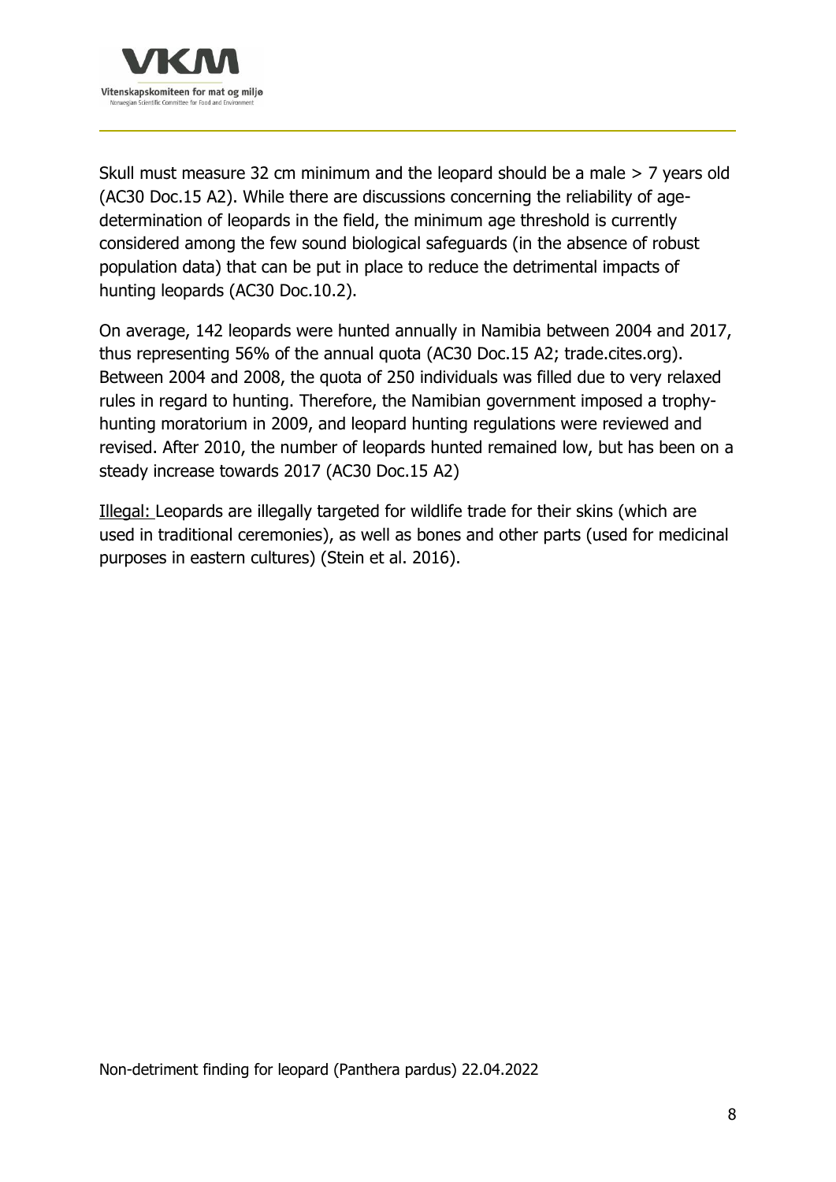Skull must measure 32 cm minimum and the leopard should be a male > 7 years old (AC30 Doc.15 A2). While there are discussions concerning the reliability of age-determination of leopards in the field, the minimum age threshold is currently considered among the few sound biological safeguards (in the absence of robust population data) that can be put in place to reduce the detrimental impacts of hunting leopards (AC30 Doc.10.2).

On average, 142 leopards were hunted annually in Namibia between 2004 and 2017, thus representing 56% of the annual quota (AC30 Doc.15 A2; trade.cites.org). Between 2004 and 2008, the quota of 250 individuals was filled due to very relaxed rules in regard to hunting. Therefore, the Namibian government imposed a trophy-hunting moratorium in 2009, and leopard hunting regulations were reviewed and revised. After 2010, the number of leopards hunted remained low, but has been on a steady increase towards 2017 (AC30 Doc.15 A2)

<u>Illegal:</u> Leopards are illegally targeted for wildlife trade for their skins (which are used in traditional ceremonies), as well as bones and other parts (used for medicinal purposes in eastern cultures) (Stein et al. 2016).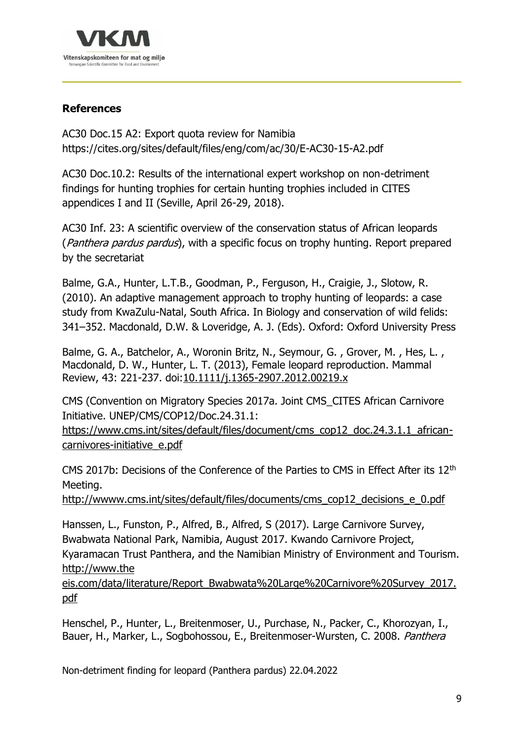**References**

AC30 Doc.15 A2: Export quota review for Namibia https://cites.org/sites/default/files/eng/com/ac/30/E-AC30-15-A2.pdf

AC30 Doc.10.2: Results of the international expert workshop on non-detriment findings for hunting trophies for certain hunting trophies included in CITES appendices I and II (Seville, April 26-29, 2018).

AC30 Inf. 23: A scientific overview of the conservation status of African leopards (*Panthera pardus pardus*), with a specific focus on trophy hunting. Report prepared by the secretariat

Balme, G.A., Hunter, L.T.B., Goodman, P., Ferguson, H., Craigie, J., Slotow, R. (2010). An adaptive management approach to trophy hunting of leopards: a case study from KwaZulu-Natal, South Africa. In Biology and conservation of wild felids: 341–352. Macdonald, D.W. & Loveridge, A. J. (Eds). Oxford: Oxford University Press

Balme, G. A., Batchelor, A., Woronin Britz, N., Seymour, G. , Grover, M. , Hes, L. , Macdonald, D. W., Hunter, L. T. (2013), Female leopard reproduction. Mammal Review, 43: 221-237. doi:10.1111/j.1365-2907.2012.00219.x

CMS (Convention on Migratory Species 2017a. Joint CMS_CITES African Carnivore Initiative. UNEP/CMS/COP12/Doc.24.31.1: https://www.cms.int/sites/default/files/document/cms_cop12_doc.24.3.1.1_african-carnivores-initiative_e.pdf

CMS 2017b: Decisions of the Conference of the Parties to CMS in Effect After its 12th Meeting. http://wwww.cms.int/sites/default/files/documents/cms_cop12_decisions_e_0.pdf

Hanssen, L., Funston, P., Alfred, B., Alfred, S (2017). Large Carnivore Survey, Bwabwata National Park, Namibia, August 2017. Kwando Carnivore Project, Kyaramacan Trust Panthera, and the Namibian Ministry of Environment and Tourism. http://www.the eis.com/data/literature/Report_Bwabwata%20Large%20Carnivore%20Survey_2017.pdf

Henschel, P., Hunter, L., Breitenmoser, U., Purchase, N., Packer, C., Khorozyan, I., Bauer, H., Marker, L., Sogbohossou, E., Breitenmoser-Wursten, C. 2008. *Panthera*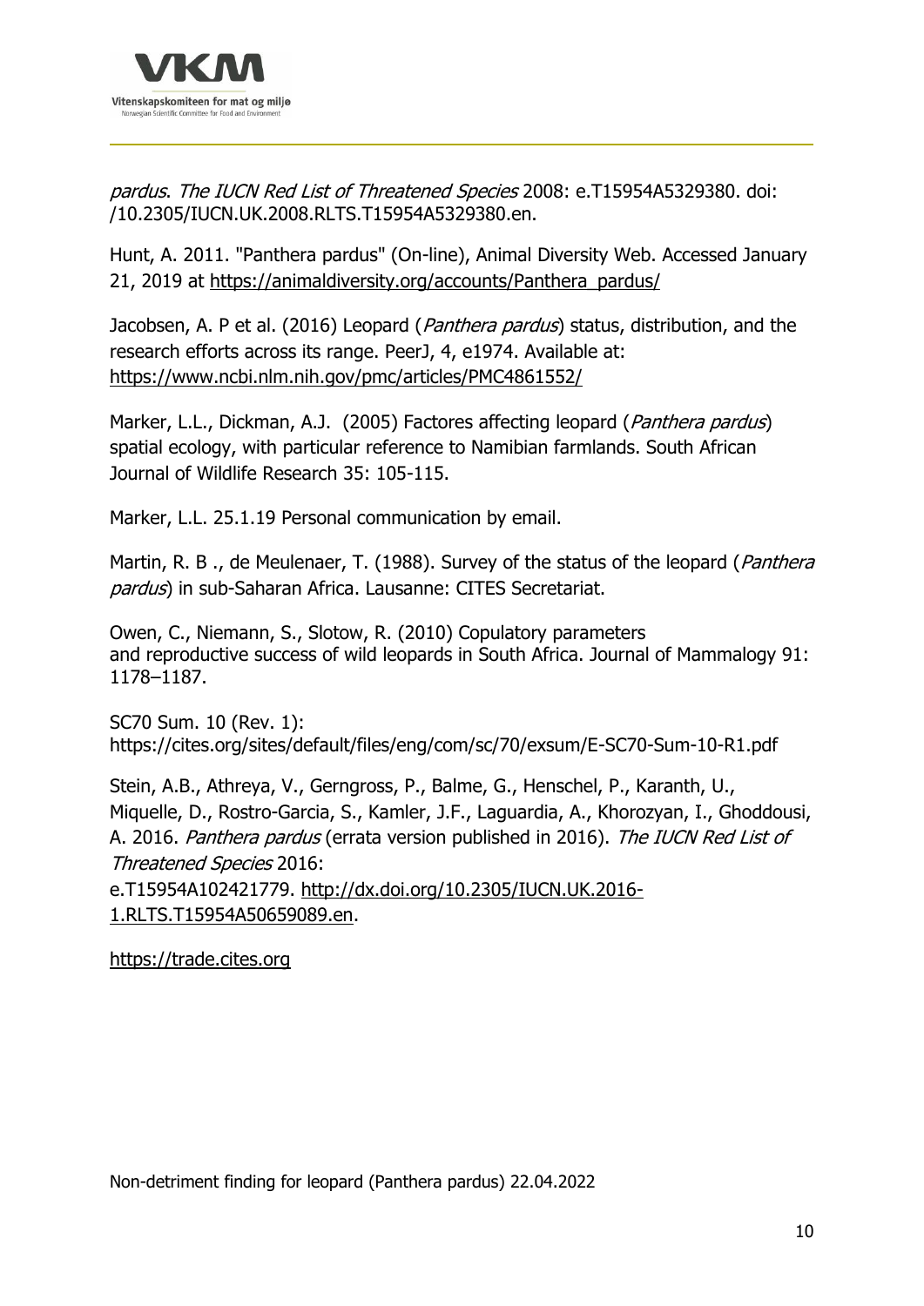*pardus*. *The IUCN Red List of Threatened Species* 2008: e.T15954A5329380. doi: /10.2305/IUCN.UK.2008.RLTS.T15954A5329380.en.

Hunt, A. 2011. "Panthera pardus" (On-line), Animal Diversity Web. Accessed January 21, 2019 at https://animaldiversity.org/accounts/Panthera_pardus/

Jacobsen, A. P et al. (2016) Leopard (*Panthera pardus*) status, distribution, and the research efforts across its range. PeerJ, 4, e1974. Available at: https://www.ncbi.nlm.nih.gov/pmc/articles/PMC4861552/

Marker, L.L., Dickman, A.J. (2005) Factores affecting leopard (*Panthera pardus*) spatial ecology, with particular reference to Namibian farmlands. South African Journal of Wildlife Research 35: 105-115.

Marker, L.L. 25.1.19 Personal communication by email.

Martin, R. B ., de Meulenaer, T. (1988). Survey of the status of the leopard (*Panthera pardus*) in sub-Saharan Africa. Lausanne: CITES Secretariat.

Owen, C., Niemann, S., Slotow, R. (2010) Copulatory parameters and reproductive success of wild leopards in South Africa. Journal of Mammalogy 91: 1178–1187.

SC70 Sum. 10 (Rev. 1): https://cites.org/sites/default/files/eng/com/sc/70/exsum/E-SC70-Sum-10-R1.pdf

Stein, A.B., Athreya, V., Gerngross, P., Balme, G., Henschel, P., Karanth, U., Miquelle, D., Rostro-Garcia, S., Kamler, J.F., Laguardia, A., Khorozyan, I., Ghoddousi, A. 2016. *Panthera pardus* (errata version published in 2016). *The IUCN Red List of Threatened Species* 2016: e.T15954A102421779. http://dx.doi.org/10.2305/IUCN.UK.2016-1.RLTS.T15954A50659089.en.

https://trade.cites.org